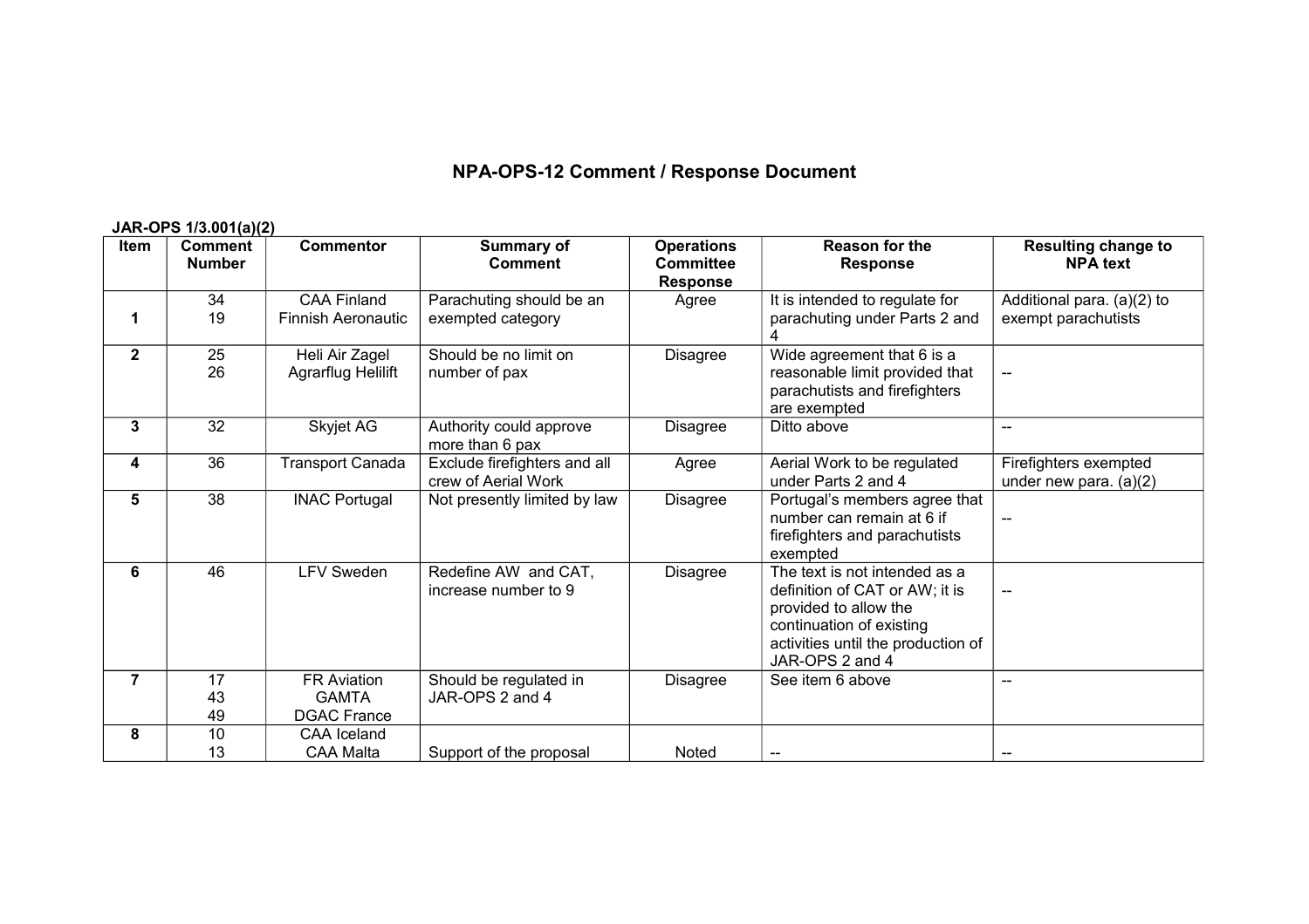# NPA-OPS-12 Comment / Response Document

**JAR-OPS 1/3.001(a)(2)**

| Item | Comment Number | Commentor | Summary of Comment | Operations Committee Response | Reason for the Response | Resulting change to NPA text |
|---|---|---|---|---|---|---|
| **1** | 34<br>19 | CAA Finland<br>Finnish Aeronautic | Parachuting should be an exempted category | Agree | It is intended to regulate for parachuting under Parts 2 and 4 | Additional para. (a)(2) to exempt parachutists |
| **2** | 25<br>26 | Heli Air Zagel<br>Agrarflug Helilift | Should be no limit on number of pax | Disagree | Wide agreement that 6 is a reasonable limit provided that parachutists and firefighters are exempted | -- |
| **3** | 32 | Skyjet AG | Authority could approve more than 6 pax | Disagree | Ditto above | -- |
| **4** | 36 | Transport Canada | Exclude firefighters and all crew of Aerial Work | Agree | Aerial Work to be regulated under Parts 2 and 4 | Firefighters exempted under new para. (a)(2) |
| **5** | 38 | INAC Portugal | Not presently limited by law | Disagree | Portugal's members agree that number can remain at 6 if firefighters and parachutists exempted | -- |
| **6** | 46 | LFV Sweden | Redefine AW and CAT, increase number to 9 | Disagree | The text is not intended as a definition of CAT or AW; it is provided to allow the continuation of existing activities until the production of JAR-OPS 2 and 4 | -- |
| **7** | 17<br>43<br>49 | FR Aviation<br>GAMTA<br>DGAC France | Should be regulated in JAR-OPS 2 and 4 | Disagree | See item 6 above | -- |
| **8** | 10<br>13 | CAA Iceland<br>CAA Malta | Support of the proposal | Noted | -- | -- |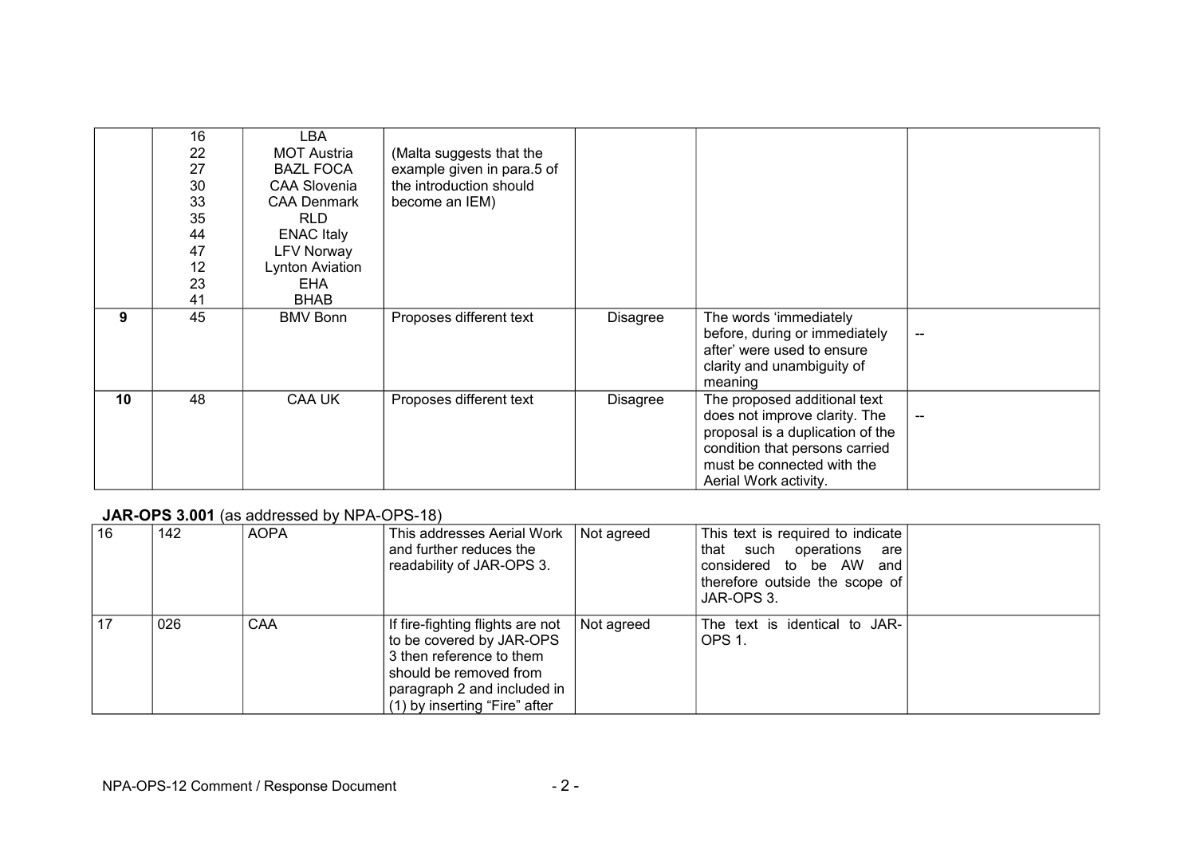| | | | | | | |
|---|---|---|---|---|---|---|
| | 16<br>22<br>27<br>30<br>33<br>35<br>44<br>47<br>12<br>23<br>41 | LBA<br>MOT Austria<br>BAZL FOCA<br>CAA Slovenia<br>CAA Denmark<br>RLD<br>ENAC Italy<br>LFV Norway<br>Lynton Aviation<br>EHA<br>BHAB | (Malta suggests that the example given in para.5 of the introduction should become an IEM) | | | |
| **9** | 45 | BMV Bonn | Proposes different text | Disagree | The words 'immediately before, during or immediately after' were used to ensure clarity and unambiguity of meaning | -- |
| **10** | 48 | CAA UK | Proposes different text | Disagree | The proposed additional text does not improve clarity. The proposal is a duplication of the condition that persons carried must be connected with the Aerial Work activity. | -- |

**JAR-OPS 3.001** (as addressed by NPA-OPS-18)

| | | | | | | |
|---|---|---|---|---|---|---|
| 16 | 142 | AOPA | This addresses Aerial Work and further reduces the readability of JAR-OPS 3. | Not agreed | This text is required to indicate that such operations are considered to be AW and therefore outside the scope of JAR-OPS 3. | |
| 17 | 026 | CAA | If fire-fighting flights are not to be covered by JAR-OPS 3 then reference to them should be removed from paragraph 2 and included in (1) by inserting "Fire" after | Not agreed | The text is identical to JAR-OPS 1. | |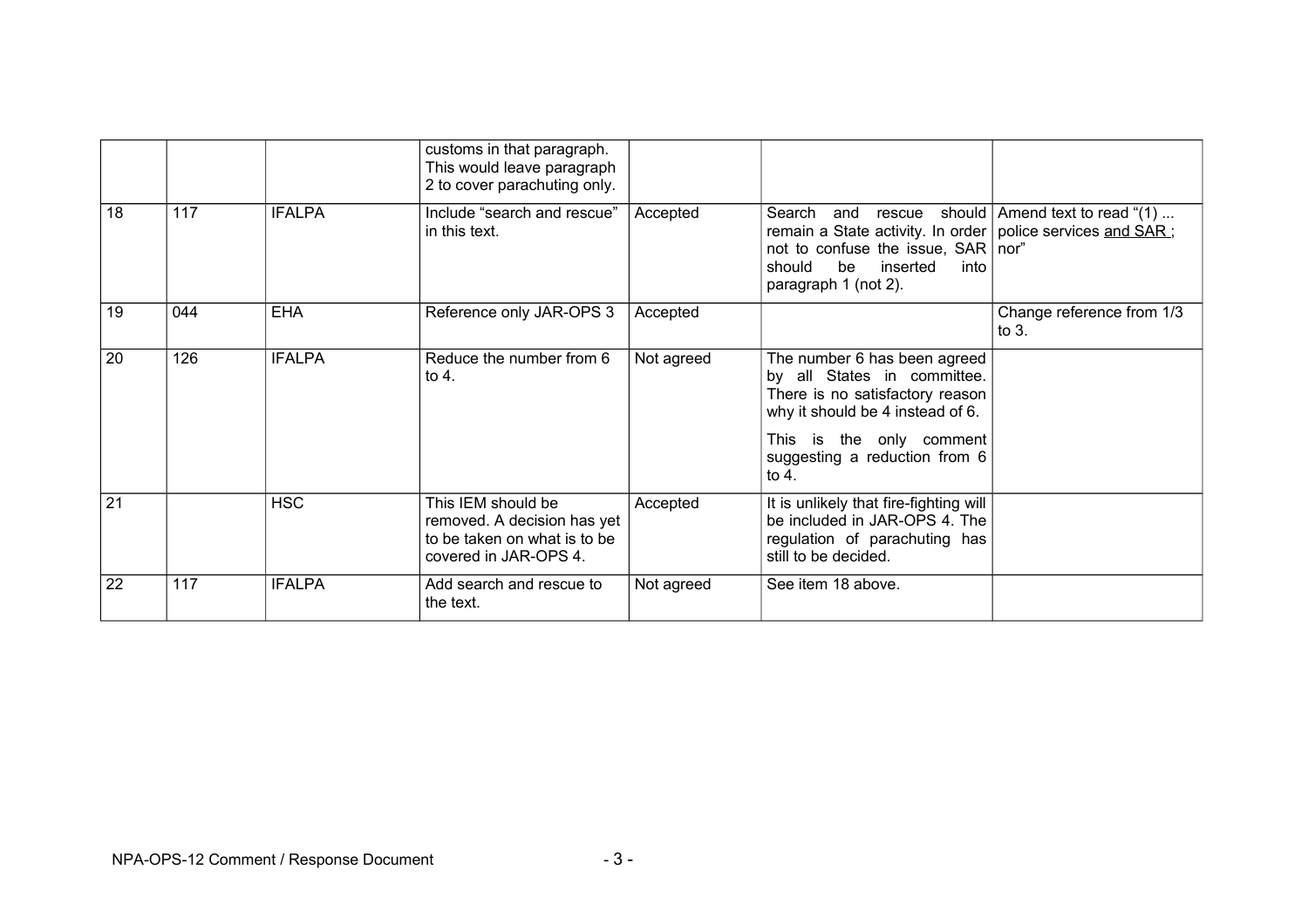| | | | customs in that paragraph. This would leave paragraph 2 to cover parachuting only. | | | |
|---|---|---|---|---|---|---|
| 18 | 117 | IFALPA | Include "search and rescue" in this text. | Accepted | Search and rescue should remain a State activity. In order not to confuse the issue, SAR should be inserted into paragraph 1 (not 2). | Amend text to read "(1) ... police services <u>and SAR</u> ; nor" |
| 19 | 044 | EHA | Reference only JAR-OPS 3 | Accepted | | Change reference from 1/3 to 3. |
| 20 | 126 | IFALPA | Reduce the number from 6 to 4. | Not agreed | The number 6 has been agreed by all States in committee. There is no satisfactory reason why it should be 4 instead of 6.<br><br>This is the only comment suggesting a reduction from 6 to 4. | |
| 21 | | HSC | This IEM should be removed. A decision has yet to be taken on what is to be covered in JAR-OPS 4. | Accepted | It is unlikely that fire-fighting will be included in JAR-OPS 4. The regulation of parachuting has still to be decided. | |
| 22 | 117 | IFALPA | Add search and rescue to the text. | Not agreed | See item 18 above. | |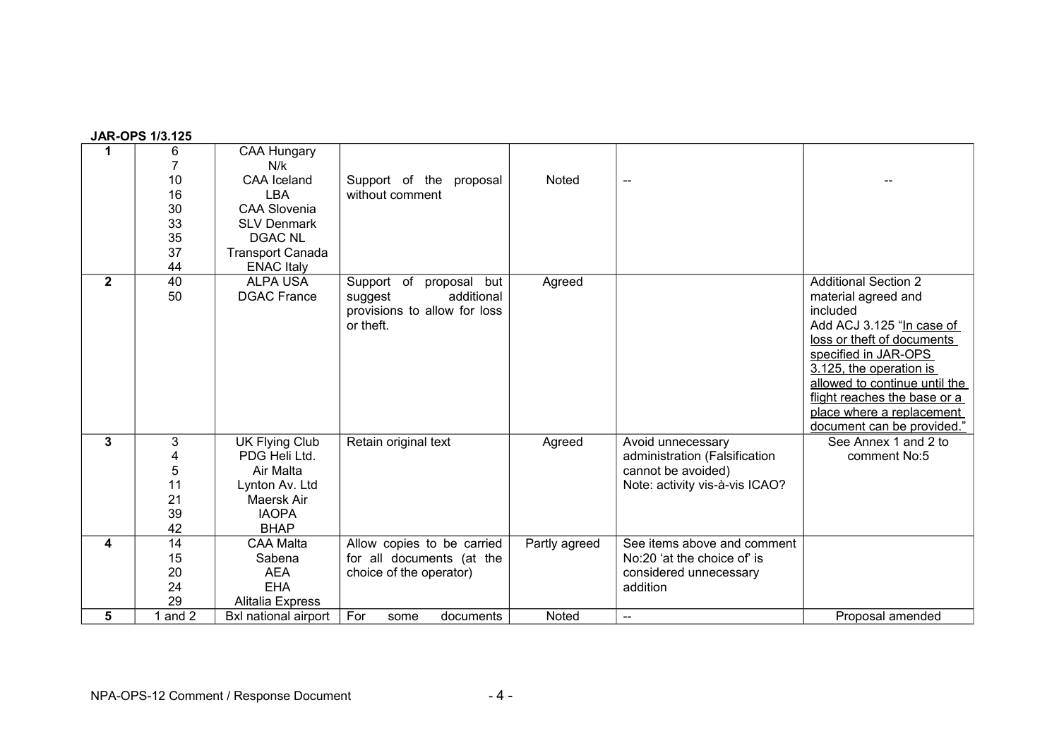**JAR-OPS 1/3.125**

| | | | | | | |
|---|---|---|---|---|---|---|
| **1** | 6<br>7<br>10<br>16<br>30<br>33<br>35<br>37<br>44 | CAA Hungary<br>N/k<br>CAA Iceland<br>LBA<br>CAA Slovenia<br>SLV Denmark<br>DGAC NL<br>Transport Canada<br>ENAC Italy | Support of the proposal without comment | Noted | -- | -- |
| **2** | 40<br>50 | ALPA USA<br>DGAC France | Support of proposal but suggest additional provisions to allow for loss or theft. | Agreed | | Additional Section 2 material agreed and included<br>Add ACJ 3.125 "<u>In case of loss or theft of documents specified in JAR-OPS 3.125, the operation is allowed to continue until the flight reaches the base or a place where a replacement document can be provided.</u>" |
| **3** | 3<br>4<br>5<br>11<br>21<br>39<br>42 | UK Flying Club<br>PDG Heli Ltd.<br>Air Malta<br>Lynton Av. Ltd<br>Maersk Air<br>IAOPA<br>BHAP | Retain original text | Agreed | Avoid unnecessary administration (Falsification cannot be avoided)<br>Note: activity vis-à-vis ICAO? | See Annex 1 and 2 to comment No:5 |
| **4** | 14<br>15<br>20<br>24<br>29 | CAA Malta<br>Sabena<br>AEA<br>EHA<br>Alitalia Express | Allow copies to be carried for all documents (at the choice of the operator) | Partly agreed | See items above and comment No:20 'at the choice of' is considered unnecessary addition | |
| **5** | 1 and 2 | Bxl national airport | For some documents | Noted | -- | Proposal amended |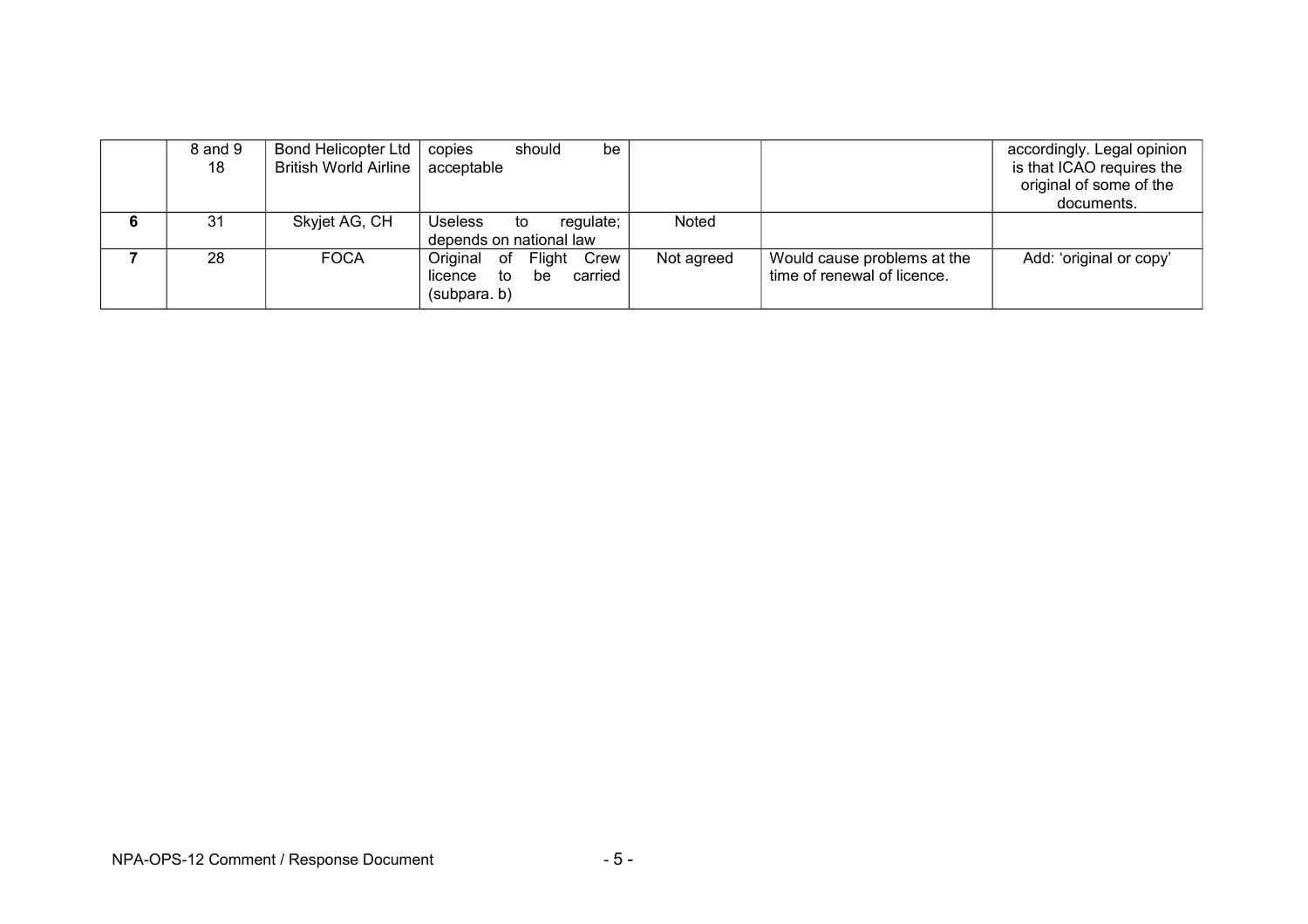| | | | | | | |
|---|---|---|---|---|---|---|
| | 8 and 9<br>18 | Bond Helicopter Ltd<br>British World Airline | copies should be acceptable | | | accordingly. Legal opinion is that ICAO requires the original of some of the documents. |
| **6** | 31 | Skyjet AG, CH | Useless to regulate; depends on national law | Noted | | |
| **7** | 28 | FOCA | Original of Flight Crew licence to be carried (subpara. b) | Not agreed | Would cause problems at the time of renewal of licence. | Add: 'original or copy' |